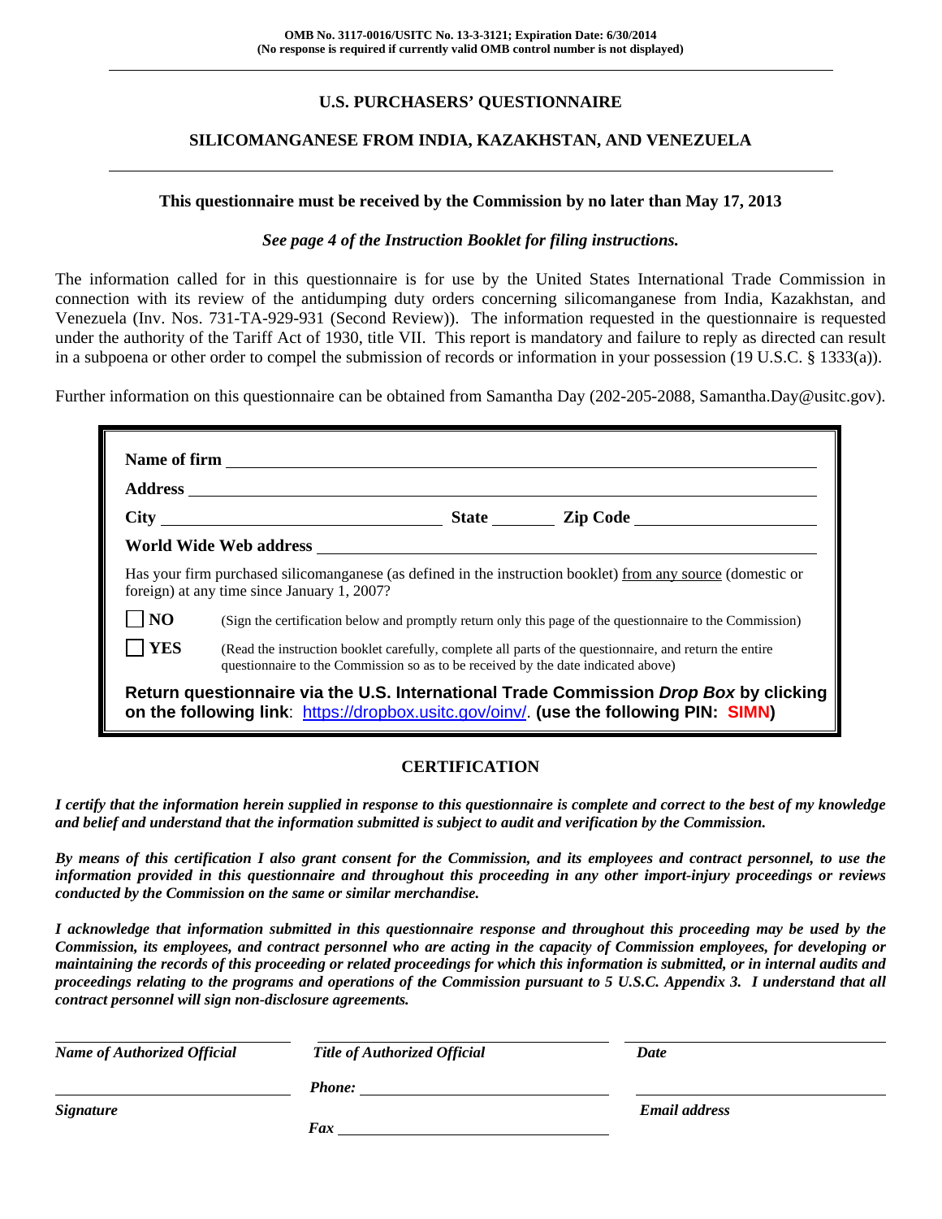OMB No. 3117-0016/USITC No. 13-3-3121; Expiration Date: 6/30/2014
(No response is required if currently valid OMB control number is not displayed)

# U.S. PURCHASERS' QUESTIONNAIRE

## SILICOMANGANESE FROM INDIA, KAZAKHSTAN, AND VENEZUELA

**This questionnaire must be received by the Commission by no later than May 17, 2013**

*See page 4 of the Instruction Booklet for filing instructions.*

The information called for in this questionnaire is for use by the United States International Trade Commission in connection with its review of the antidumping duty orders concerning silicomanganese from India, Kazakhstan, and Venezuela (Inv. Nos. 731-TA-929-931 (Second Review)). The information requested in the questionnaire is requested under the authority of the Tariff Act of 1930, title VII. This report is mandatory and failure to reply as directed can result in a subpoena or other order to compel the submission of records or information in your possession (19 U.S.C. § 1333(a)).

Further information on this questionnaire can be obtained from Samantha Day (202-205-2088, Samantha.Day@usitc.gov).

**Name of firm** ______________________________

**Address** ______________________________

**City** ______________ **State** ________ **Zip Code** ______________

**World Wide Web address** ______________________________

Has your firm purchased silicomanganese (as defined in the instruction booklet) from any source (domestic or foreign) at any time since January 1, 2007?

☐ **NO** (Sign the certification below and promptly return only this page of the questionnaire to the Commission)

☐ **YES** (Read the instruction booklet carefully, complete all parts of the questionnaire, and return the entire questionnaire to the Commission so as to be received by the date indicated above)

**Return questionnaire via the U.S. International Trade Commission *Drop Box* by clicking on the following link: https://dropbox.usitc.gov/oinv/. (use the following PIN: SIMN)**

## CERTIFICATION

***I certify that the information herein supplied in response to this questionnaire is complete and correct to the best of my knowledge and belief and understand that the information submitted is subject to audit and verification by the Commission.***

***By means of this certification I also grant consent for the Commission, and its employees and contract personnel, to use the information provided in this questionnaire and throughout this proceeding in any other import-injury proceedings or reviews conducted by the Commission on the same or similar merchandise.***

***I acknowledge that information submitted in this questionnaire response and throughout this proceeding may be used by the Commission, its employees, and contract personnel who are acting in the capacity of Commission employees, for developing or maintaining the records of this proceeding or related proceedings for which this information is submitted, or in internal audits and proceedings relating to the programs and operations of the Commission pursuant to 5 U.S.C. Appendix 3. I understand that all contract personnel will sign non-disclosure agreements.***

| ______________________ | ______________________ | ______________________ |
|---|---|---|
| *Name of Authorized Official* | *Title of Authorized Official* | *Date* |
| ______________________ | *Phone:* ______________ | ______________________ |
| *Signature* | *Fax* ______________ | *Email address* |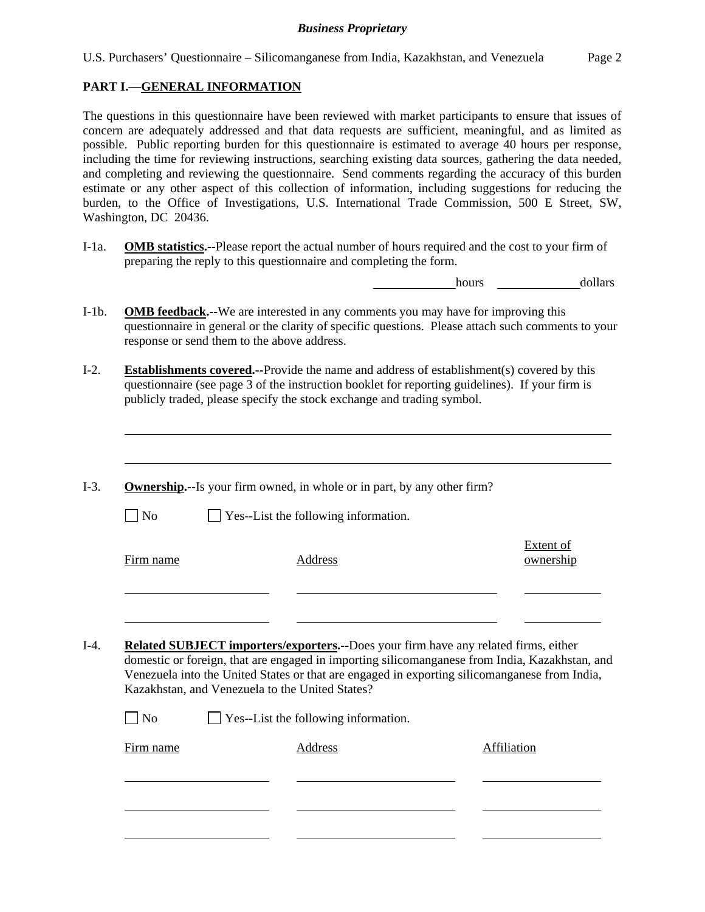## PART I.—GENERAL INFORMATION

The questions in this questionnaire have been reviewed with market participants to ensure that issues of concern are adequately addressed and that data requests are sufficient, meaningful, and as limited as possible. Public reporting burden for this questionnaire is estimated to average 40 hours per response, including the time for reviewing instructions, searching existing data sources, gathering the data needed, and completing and reviewing the questionnaire. Send comments regarding the accuracy of this burden estimate or any other aspect of this collection of information, including suggestions for reducing the burden, to the Office of Investigations, U.S. International Trade Commission, 500 E Street, SW, Washington, DC 20436.

I-1a. **OMB statistics.**--Please report the actual number of hours required and the cost to your firm of preparing the reply to this questionnaire and completing the form.

______________ hours ______________ dollars

I-1b. **OMB feedback.**--We are interested in any comments you may have for improving this questionnaire in general or the clarity of specific questions. Please attach such comments to your response or send them to the above address.

I-2. **Establishments covered.**--Provide the name and address of establishment(s) covered by this questionnaire (see page 3 of the instruction booklet for reporting guidelines). If your firm is publicly traded, please specify the stock exchange and trading symbol.

________________________________________________________________________________

________________________________________________________________________________

I-3. **Ownership.**--Is your firm owned, in whole or in part, by any other firm?

☐ No ☐ Yes--List the following information.

| Firm name | Address | Extent of ownership |
|---|---|---|
| | | |
| | | |

I-4. **Related SUBJECT importers/exporters.**--Does your firm have any related firms, either domestic or foreign, that are engaged in importing silicomanganese from India, Kazakhstan, and Venezuela into the United States or that are engaged in exporting silicomanganese from India, Kazakhstan, and Venezuela to the United States?

☐ No ☐ Yes--List the following information.

| Firm name | Address | Affiliation |
|---|---|---|
| | | |
| | | |
| | | |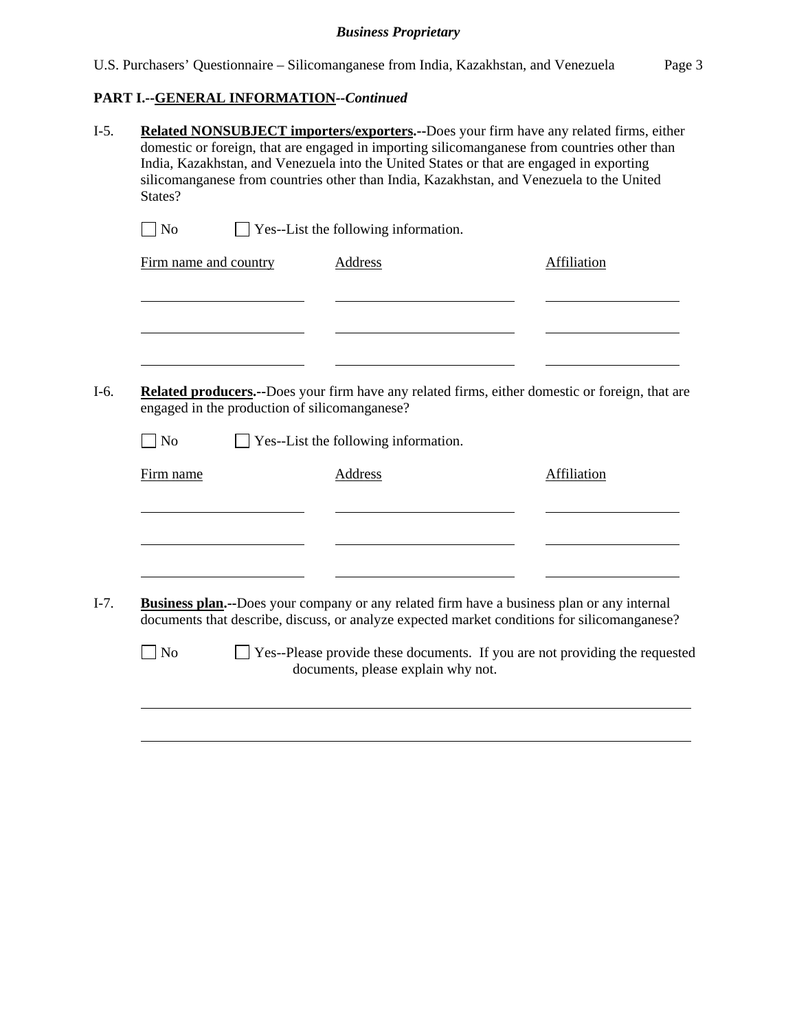**PART I.--GENERAL INFORMATION--*Continued***

I-5. **Related NONSUBJECT importers/exporters.--**Does your firm have any related firms, either domestic or foreign, that are engaged in importing silicomanganese from countries other than India, Kazakhstan, and Venezuela into the United States or that are engaged in exporting silicomanganese from countries other than India, Kazakhstan, and Venezuela to the United States?

☐ No ☐ Yes--List the following information.

| Firm name and country | Address | Affiliation |
|---|---|---|
| | | |
| | | |
| | | |

I-6. **Related producers.--**Does your firm have any related firms, either domestic or foreign, that are engaged in the production of silicomanganese?

☐ No ☐ Yes--List the following information.

| Firm name | Address | Affiliation |
|---|---|---|
| | | |
| | | |
| | | |

I-7. **Business plan.--**Does your company or any related firm have a business plan or any internal documents that describe, discuss, or analyze expected market conditions for silicomanganese?

☐ No ☐ Yes--Please provide these documents. If you are not providing the requested documents, please explain why not.

______________________________________________________________________

______________________________________________________________________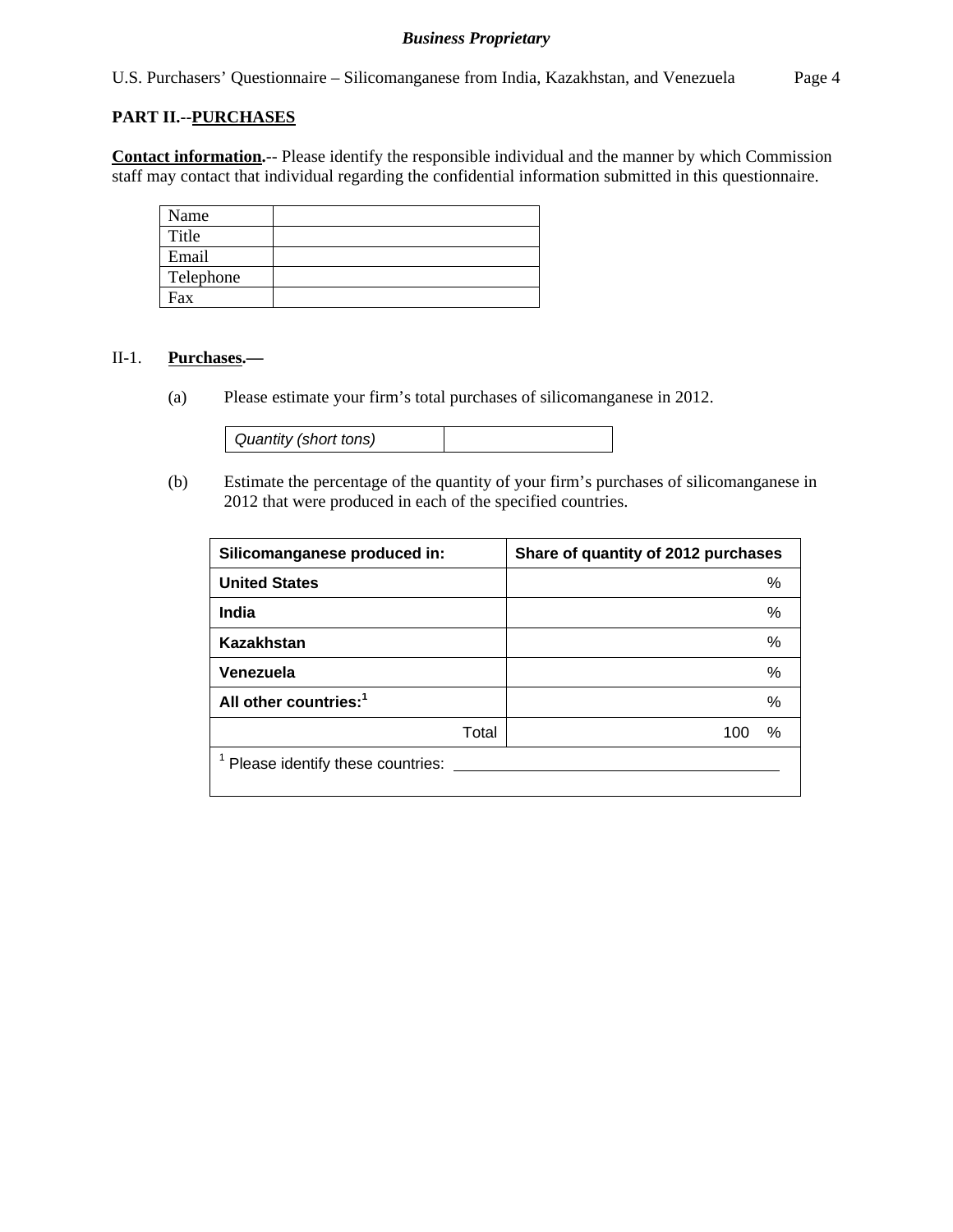**PART II.--PURCHASES**

**Contact information.**-- Please identify the responsible individual and the manner by which Commission staff may contact that individual regarding the confidential information submitted in this questionnaire.

| Name | |
|---|---|
| Title | |
| Email | |
| Telephone | |
| Fax | |

II-1. **Purchases.—**

(a) Please estimate your firm's total purchases of silicomanganese in 2012.

| *Quantity (short tons)* | |
|---|---|

(b) Estimate the percentage of the quantity of your firm's purchases of silicomanganese in 2012 that were produced in each of the specified countries.

| **Silicomanganese produced in:** | **Share of quantity of 2012 purchases** |
|---|---|
| **United States** | % |
| **India** | % |
| **Kazakhstan** | % |
| **Venezuela** | % |
| **All other countries:**[1] | % |
| Total | 100 % |

[1] Please identify these countries: ______________________________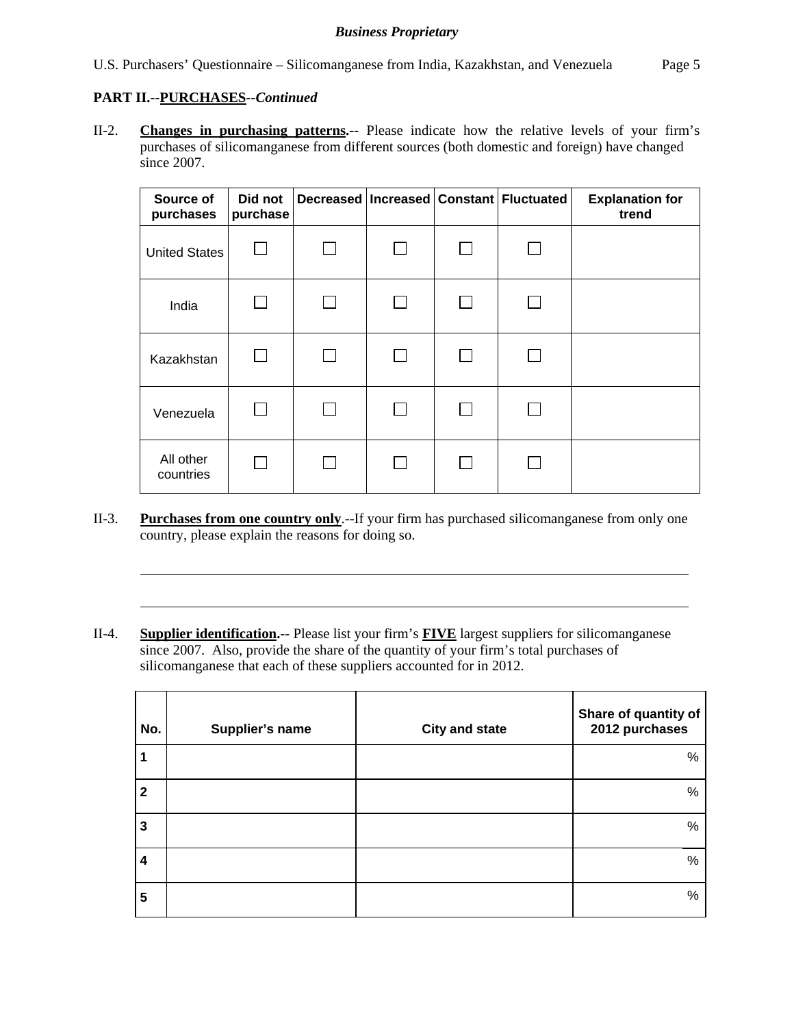**PART II.--PURCHASES--*Continued***

II-2. **Changes in purchasing patterns.--** Please indicate how the relative levels of your firm's purchases of silicomanganese from different sources (both domestic and foreign) have changed since 2007.

| Source of purchases | Did not purchase | Decreased | Increased | Constant | Fluctuated | Explanation for trend |
|---|---|---|---|---|---|---|
| United States | ☐ | ☐ | ☐ | ☐ | ☐ | |
| India | ☐ | ☐ | ☐ | ☐ | ☐ | |
| Kazakhstan | ☐ | ☐ | ☐ | ☐ | ☐ | |
| Venezuela | ☐ | ☐ | ☐ | ☐ | ☐ | |
| All other countries | ☐ | ☐ | ☐ | ☐ | ☐ | |

II-3. **Purchases from one country only**.--If your firm has purchased silicomanganese from only one country, please explain the reasons for doing so.

______________________________________________________________________

______________________________________________________________________

II-4. **Supplier identification.--** Please list your firm's **FIVE** largest suppliers for silicomanganese since 2007. Also, provide the share of the quantity of your firm's total purchases of silicomanganese that each of these suppliers accounted for in 2012.

| No. | Supplier's name | City and state | Share of quantity of 2012 purchases |
|---|---|---|---|
| 1 | | | % |
| 2 | | | % |
| 3 | | | % |
| 4 | | | % |
| 5 | | | % |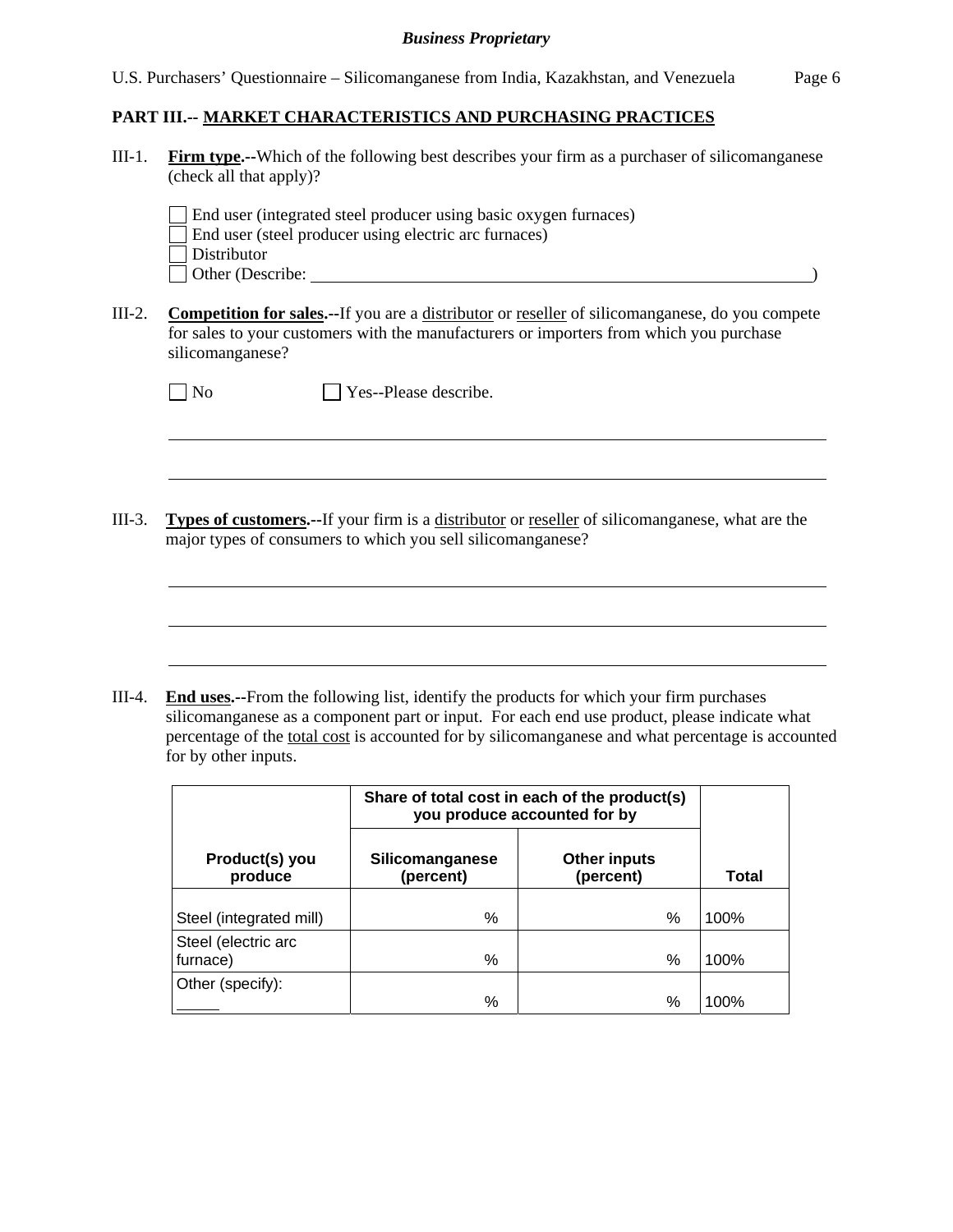## PART III.-- MARKET CHARACTERISTICS AND PURCHASING PRACTICES

III-1. **Firm type.**--Which of the following best describes your firm as a purchaser of silicomanganese (check all that apply)?

☐ End user (integrated steel producer using basic oxygen furnaces)
☐ End user (steel producer using electric arc furnaces)
☐ Distributor
☐ Other (Describe: ______________________________________________)

III-2. **Competition for sales.**--If you are a distributor or reseller of silicomanganese, do you compete for sales to your customers with the manufacturers or importers from which you purchase silicomanganese?

☐ No ☐ Yes--Please describe.

______________________________________________

______________________________________________

III-3. **Types of customers.**--If your firm is a distributor or reseller of silicomanganese, what are the major types of consumers to which you sell silicomanganese?

______________________________________________

______________________________________________

______________________________________________

III-4. **End uses.**--From the following list, identify the products for which your firm purchases silicomanganese as a component part or input. For each end use product, please indicate what percentage of the total cost is accounted for by silicomanganese and what percentage is accounted for by other inputs.

| | Share of total cost in each of the product(s) you produce accounted for by | | |
|---|---|---|---|
| **Product(s) you produce** | **Silicomanganese (percent)** | **Other inputs (percent)** | **Total** |
| Steel (integrated mill) | % | % | 100% |
| Steel (electric arc furnace) | % | % | 100% |
| Other (specify): _____ | % | % | 100% |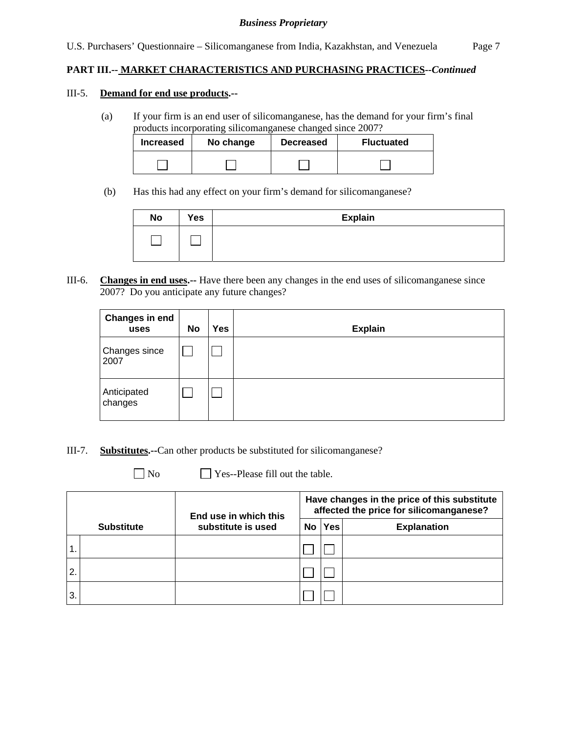**PART III.-- MARKET CHARACTERISTICS AND PURCHASING PRACTICES--*Continued***

III-5. **Demand for end use products.--**

(a) If your firm is an end user of silicomanganese, has the demand for your firm's final products incorporating silicomanganese changed since 2007?

| Increased | No change | Decreased | Fluctuated |
|---|---|---|---|
| ☐ | ☐ | ☐ | ☐ |

(b) Has this had any effect on your firm's demand for silicomanganese?

| No | Yes | Explain |
|---|---|---|
| ☐ | ☐ | |

III-6. **Changes in end uses.--** Have there been any changes in the end uses of silicomanganese since 2007? Do you anticipate any future changes?

| Changes in end uses | No | Yes | Explain |
|---|---|---|---|
| Changes since 2007 | ☐ | ☐ | |
| Anticipated changes | ☐ | ☐ | |

III-7. **Substitutes.--**Can other products be substituted for silicomanganese?

☐ No ☐ Yes--Please fill out the table.

| | Substitute | End use in which this substitute is used | Have changes in the price of this substitute affected the price for silicomanganese? | | |
|---|---|---|---|---|---|
| | | | No | Yes | Explanation |
| 1. | | | ☐ | ☐ | |
| 2. | | | ☐ | ☐ | |
| 3. | | | ☐ | ☐ | |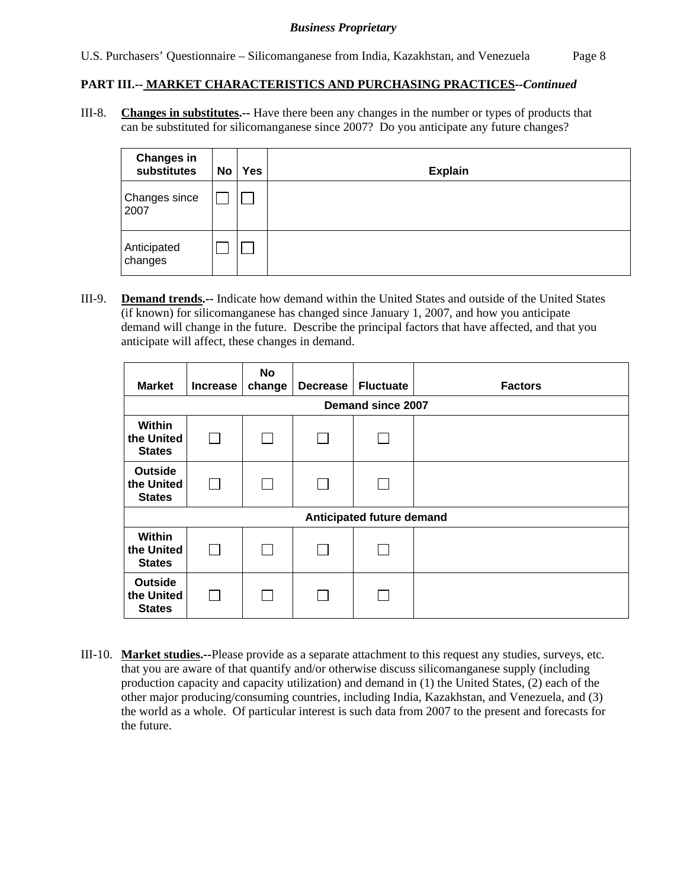**PART III.-- MARKET CHARACTERISTICS AND PURCHASING PRACTICES--*Continued***

III-8. **Changes in substitutes.--** Have there been any changes in the number or types of products that can be substituted for silicomanganese since 2007? Do you anticipate any future changes?

| Changes in substitutes | No | Yes | Explain |
|---|---|---|---|
| Changes since 2007 | ☐ | ☐ | |
| Anticipated changes | ☐ | ☐ | |

III-9. **Demand trends.--** Indicate how demand within the United States and outside of the United States (if known) for silicomanganese has changed since January 1, 2007, and how you anticipate demand will change in the future. Describe the principal factors that have affected, and that you anticipate will affect, these changes in demand.

| Market | Increase | No change | Decrease | Fluctuate | Factors |
|---|---|---|---|---|---|
| **Demand since 2007** | | | | | |
| Within the United States | ☐ | ☐ | ☐ | ☐ | |
| Outside the United States | ☐ | ☐ | ☐ | ☐ | |
| **Anticipated future demand** | | | | | |
| Within the United States | ☐ | ☐ | ☐ | ☐ | |
| Outside the United States | ☐ | ☐ | ☐ | ☐ | |

III-10. **Market studies.--**Please provide as a separate attachment to this request any studies, surveys, etc. that you are aware of that quantify and/or otherwise discuss silicomanganese supply (including production capacity and capacity utilization) and demand in (1) the United States, (2) each of the other major producing/consuming countries, including India, Kazakhstan, and Venezuela, and (3) the world as a whole. Of particular interest is such data from 2007 to the present and forecasts for the future.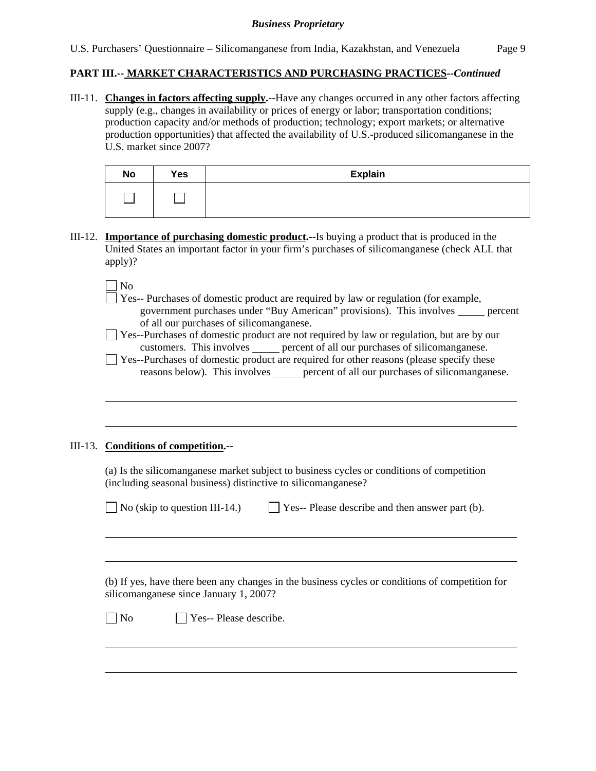**PART III.-- MARKET CHARACTERISTICS AND PURCHASING PRACTICES--*Continued***

III-11. **Changes in factors affecting supply.--**Have any changes occurred in any other factors affecting supply (e.g., changes in availability or prices of energy or labor; transportation conditions; production capacity and/or methods of production; technology; export markets; or alternative production opportunities) that affected the availability of U.S.-produced silicomanganese in the U.S. market since 2007?

| No | Yes | Explain |
|---|---|---|
| ☐ | ☐ | |

III-12. **Importance of purchasing domestic product.--**Is buying a product that is produced in the United States an important factor in your firm's purchases of silicomanganese (check ALL that apply)?

☐ No

☐ Yes-- Purchases of domestic product are required by law or regulation (for example, government purchases under "Buy American" provisions). This involves _____ percent of all our purchases of silicomanganese.

☐ Yes--Purchases of domestic product are not required by law or regulation, but are by our customers. This involves _____ percent of all our purchases of silicomanganese.

☐ Yes--Purchases of domestic product are required for other reasons (please specify these reasons below). This involves _____ percent of all our purchases of silicomanganese.

______________________________________________________________________________

______________________________________________________________________________

III-13. **Conditions of competition.--**

(a) Is the silicomanganese market subject to business cycles or conditions of competition (including seasonal business) distinctive to silicomanganese?

☐ No (skip to question III-14.) ☐ Yes-- Please describe and then answer part (b).

______________________________________________________________________________

______________________________________________________________________________

(b) If yes, have there been any changes in the business cycles or conditions of competition for silicomanganese since January 1, 2007?

☐ No ☐ Yes-- Please describe.

______________________________________________________________________________

______________________________________________________________________________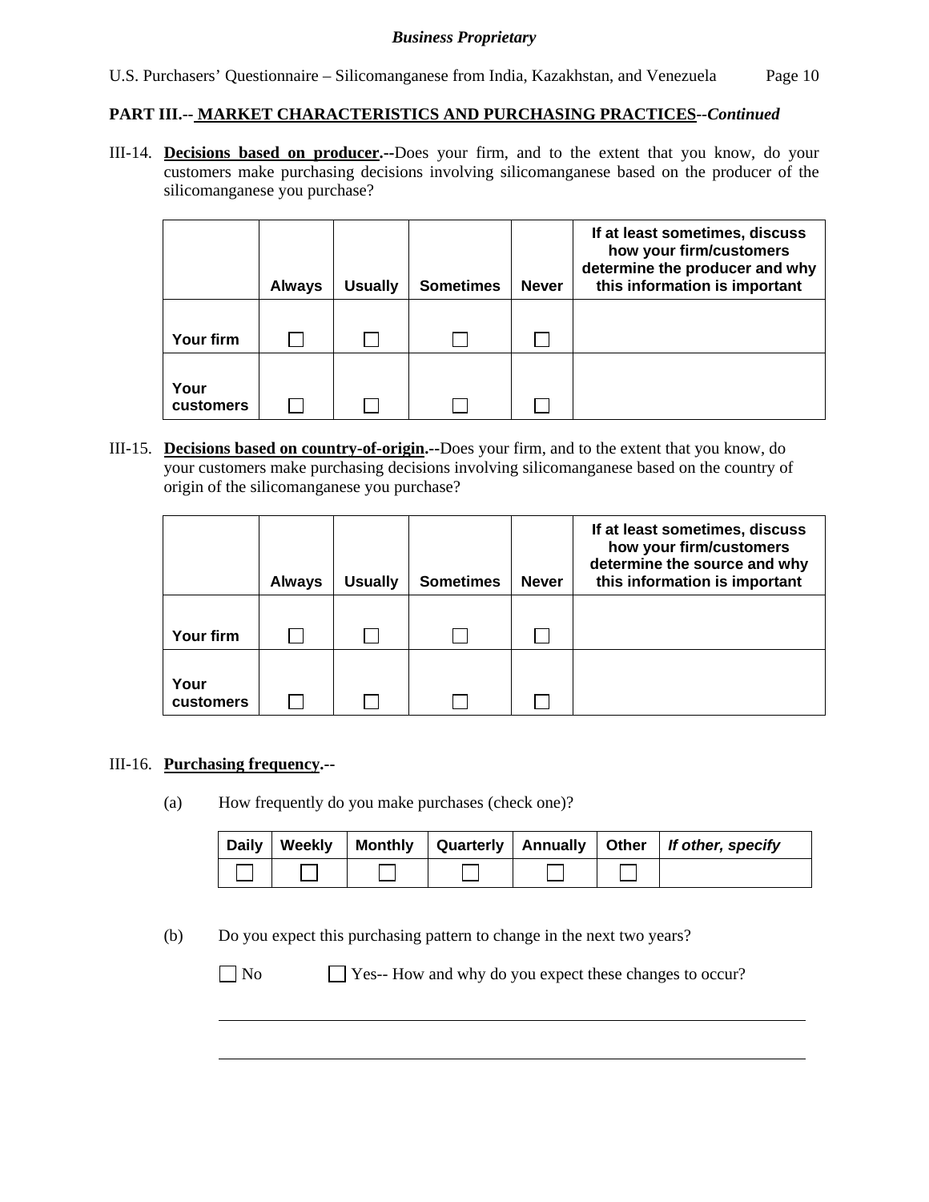**PART III.-- MARKET CHARACTERISTICS AND PURCHASING PRACTICES**--*Continued*

III-14. **Decisions based on producer.**--Does your firm, and to the extent that you know, do your customers make purchasing decisions involving silicomanganese based on the producer of the silicomanganese you purchase?

| | Always | Usually | Sometimes | Never | If at least sometimes, discuss how your firm/customers determine the producer and why this information is important |
|---|---|---|---|---|---|
| Your firm | ☐ | ☐ | ☐ | ☐ | |
| Your customers | ☐ | ☐ | ☐ | ☐ | |

III-15. **Decisions based on country-of-origin.**--Does your firm, and to the extent that you know, do your customers make purchasing decisions involving silicomanganese based on the country of origin of the silicomanganese you purchase?

| | Always | Usually | Sometimes | Never | If at least sometimes, discuss how your firm/customers determine the source and why this information is important |
|---|---|---|---|---|---|
| Your firm | ☐ | ☐ | ☐ | ☐ | |
| Your customers | ☐ | ☐ | ☐ | ☐ | |

III-16. **Purchasing frequency.**--

(a) How frequently do you make purchases (check one)?

| Daily | Weekly | Monthly | Quarterly | Annually | Other | *If other, specify* |
|---|---|---|---|---|---|---|
| ☐ | ☐ | ☐ | ☐ | ☐ | ☐ | |

(b) Do you expect this purchasing pattern to change in the next two years?

☐ No ☐ Yes-- How and why do you expect these changes to occur?

\_\_\_\_\_\_\_\_\_\_\_\_\_\_\_\_\_\_\_\_\_\_\_\_\_\_\_\_\_\_\_\_\_\_\_\_\_\_\_\_\_\_\_\_\_\_\_\_\_\_\_\_\_\_\_\_\_\_\_\_

\_\_\_\_\_\_\_\_\_\_\_\_\_\_\_\_\_\_\_\_\_\_\_\_\_\_\_\_\_\_\_\_\_\_\_\_\_\_\_\_\_\_\_\_\_\_\_\_\_\_\_\_\_\_\_\_\_\_\_\_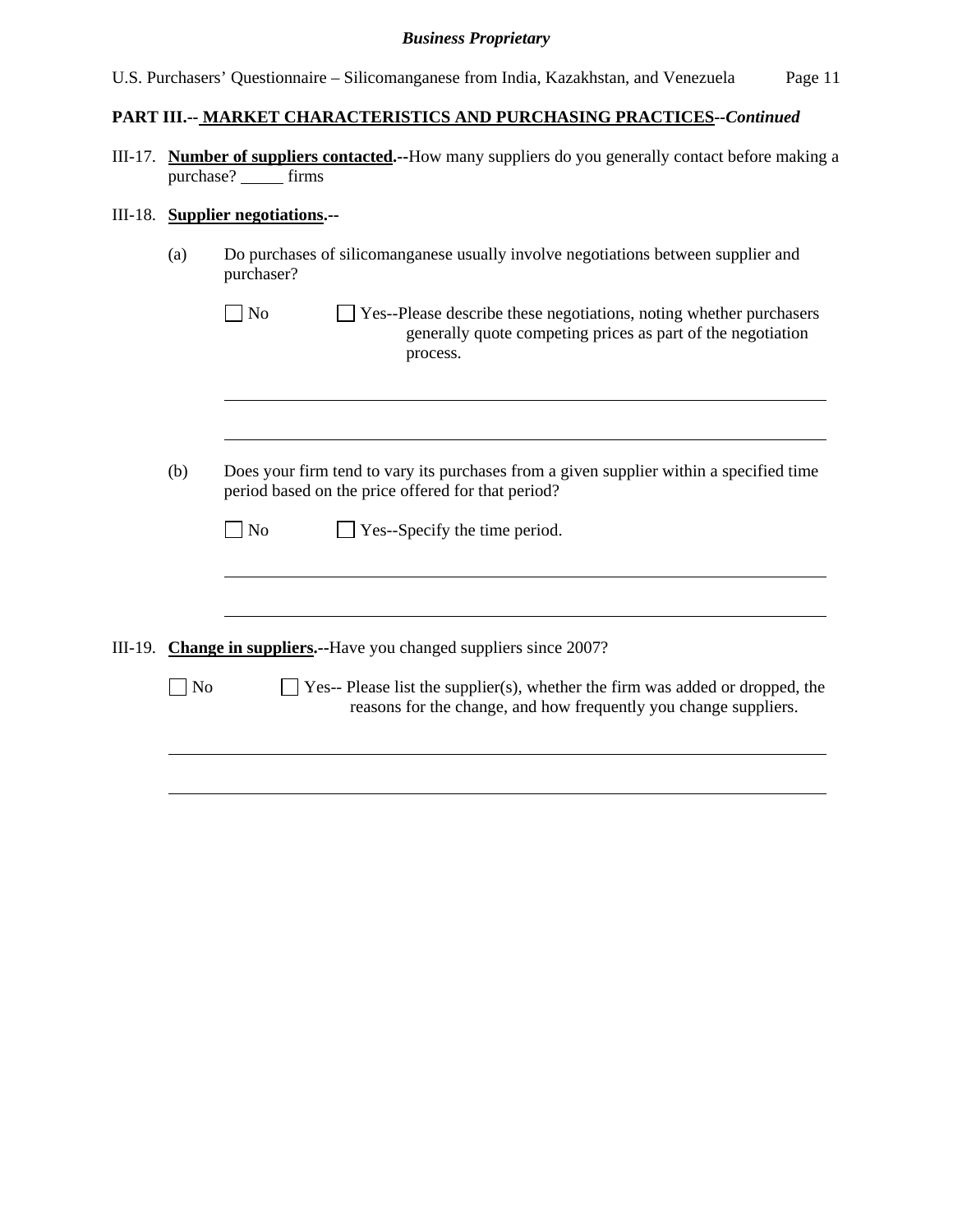## PART III.-- MARKET CHARACTERISTICS AND PURCHASING PRACTICES--*Continued*

III-17. **Number of suppliers contacted.**--How many suppliers do you generally contact before making a purchase? _____ firms

III-18. **Supplier negotiations.**--

(a) Do purchases of silicomanganese usually involve negotiations between supplier and purchaser?

☐ No ☐ Yes--Please describe these negotiations, noting whether purchasers generally quote competing prices as part of the negotiation process.

______________________________________________________________________

______________________________________________________________________

(b) Does your firm tend to vary its purchases from a given supplier within a specified time period based on the price offered for that period?

☐ No ☐ Yes--Specify the time period.

______________________________________________________________________

______________________________________________________________________

III-19. **Change in suppliers.**--Have you changed suppliers since 2007?

☐ No ☐ Yes-- Please list the supplier(s), whether the firm was added or dropped, the reasons for the change, and how frequently you change suppliers.

______________________________________________________________________

______________________________________________________________________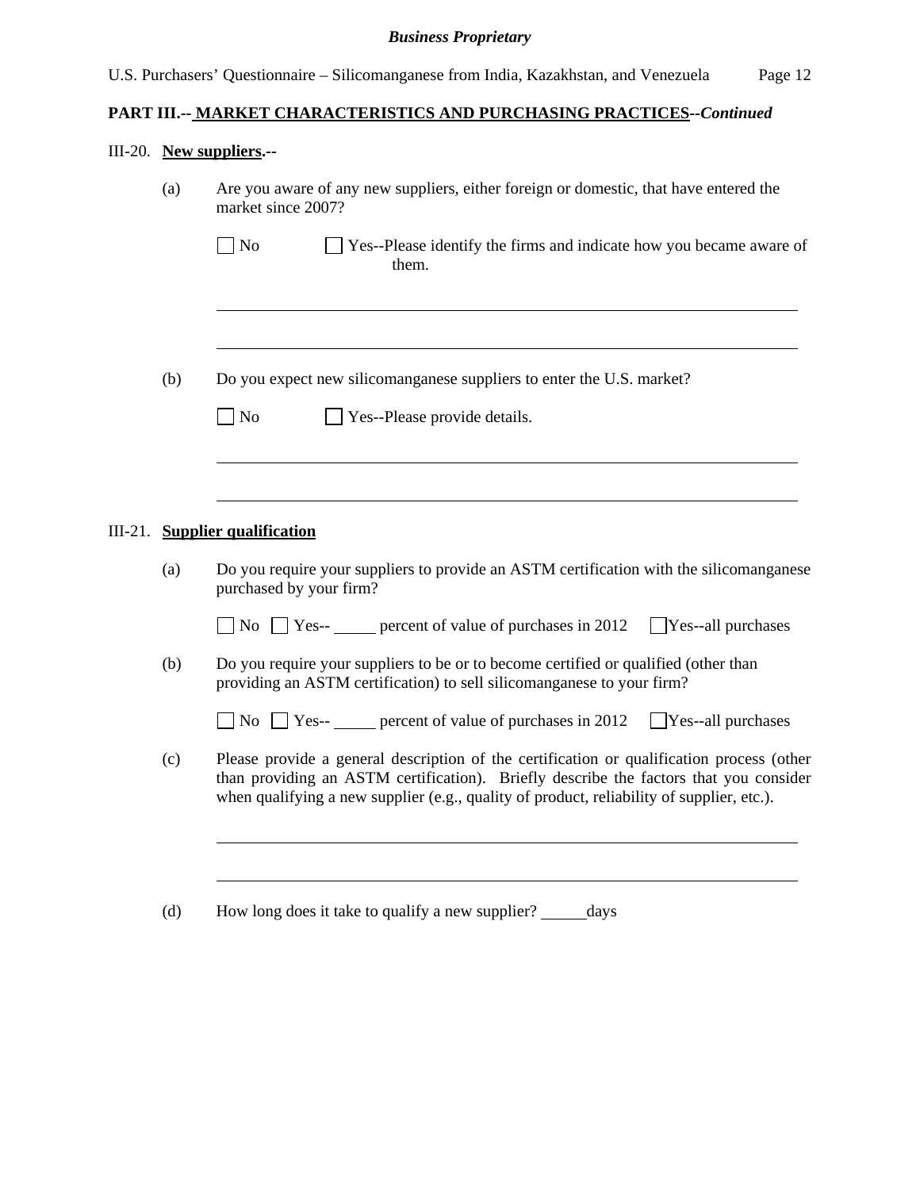**PART III.-- MARKET CHARACTERISTICS AND PURCHASING PRACTICES--*Continued***

III-20. **New suppliers.--**

(a) Are you aware of any new suppliers, either foreign or domestic, that have entered the market since 2007?

☐ No ☐ Yes--Please identify the firms and indicate how you became aware of them.

______________________________________________________________________

______________________________________________________________________

(b) Do you expect new silicomanganese suppliers to enter the U.S. market?

☐ No ☐ Yes--Please provide details.

______________________________________________________________________

______________________________________________________________________

III-21. **Supplier qualification**

(a) Do you require your suppliers to provide an ASTM certification with the silicomanganese purchased by your firm?

☐ No ☐ Yes-- _____ percent of value of purchases in 2012 ☐ Yes--all purchases

(b) Do you require your suppliers to be or to become certified or qualified (other than providing an ASTM certification) to sell silicomanganese to your firm?

☐ No ☐ Yes-- _____ percent of value of purchases in 2012 ☐ Yes--all purchases

(c) Please provide a general description of the certification or qualification process (other than providing an ASTM certification). Briefly describe the factors that you consider when qualifying a new supplier (e.g., quality of product, reliability of supplier, etc.).

______________________________________________________________________

______________________________________________________________________

(d) How long does it take to qualify a new supplier? _____ days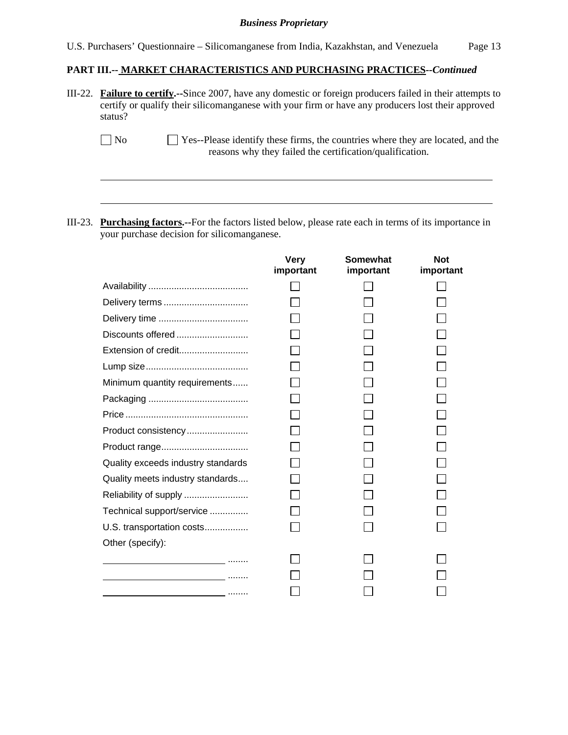**PART III.-- MARKET CHARACTERISTICS AND PURCHASING PRACTICES--*Continued***

III-22. **Failure to certify.--**Since 2007, have any domestic or foreign producers failed in their attempts to certify or qualify their silicomanganese with your firm or have any producers lost their approved status?

☐ No ☐ Yes--Please identify these firms, the countries where they are located, and the reasons why they failed the certification/qualification.

______________________________________________________________________

______________________________________________________________________

III-23. **Purchasing factors.--**For the factors listed below, please rate each in terms of its importance in your purchase decision for silicomanganese.

| | Very important | Somewhat important | Not important |
|---|---|---|---|
| Availability | ☐ | ☐ | ☐ |
| Delivery terms | ☐ | ☐ | ☐ |
| Delivery time | ☐ | ☐ | ☐ |
| Discounts offered | ☐ | ☐ | ☐ |
| Extension of credit | ☐ | ☐ | ☐ |
| Lump size | ☐ | ☐ | ☐ |
| Minimum quantity requirements | ☐ | ☐ | ☐ |
| Packaging | ☐ | ☐ | ☐ |
| Price | ☐ | ☐ | ☐ |
| Product consistency | ☐ | ☐ | ☐ |
| Product range | ☐ | ☐ | ☐ |
| Quality exceeds industry standards | ☐ | ☐ | ☐ |
| Quality meets industry standards | ☐ | ☐ | ☐ |
| Reliability of supply | ☐ | ☐ | ☐ |
| Technical support/service | ☐ | ☐ | ☐ |
| U.S. transportation costs | ☐ | ☐ | ☐ |
| Other (specify): | | | |
| ____________________ | ☐ | ☐ | ☐ |
| ____________________ | ☐ | ☐ | ☐ |
| ____________________ | ☐ | ☐ | ☐ |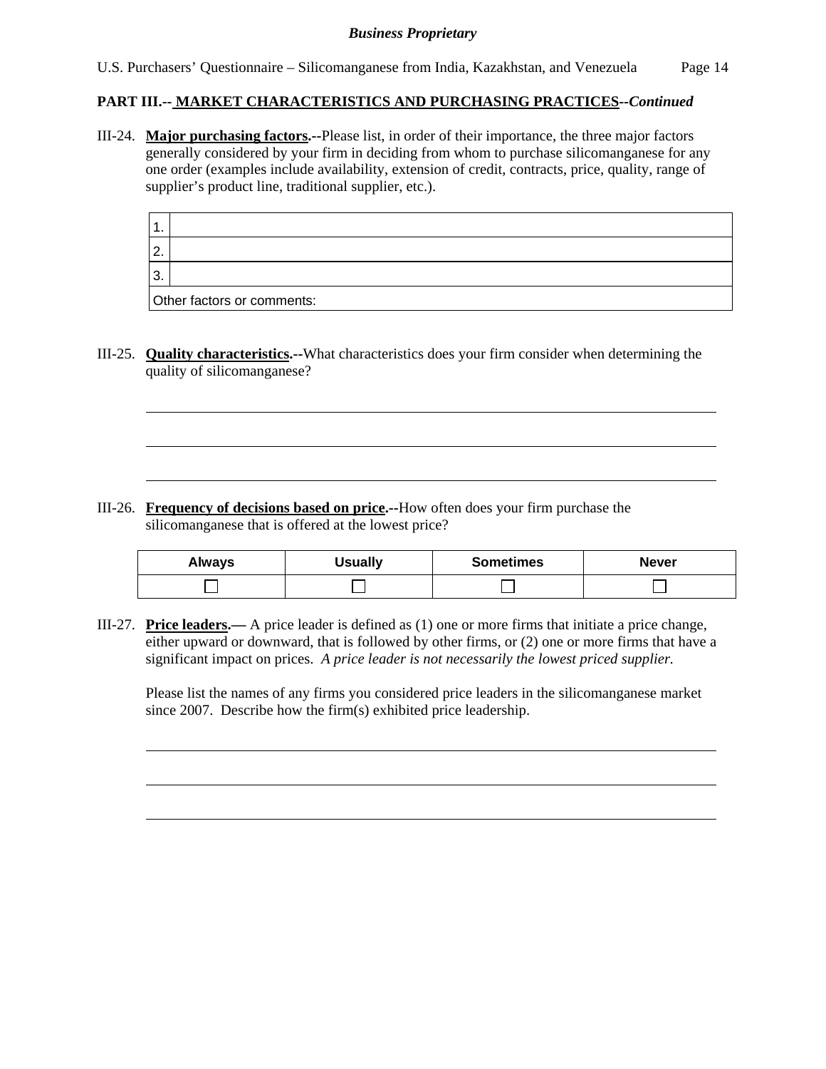**PART III.-- MARKET CHARACTERISTICS AND PURCHASING PRACTICES--*Continued***

III-24. **Major purchasing factors.**--Please list, in order of their importance, the three major factors generally considered by your firm in deciding from whom to purchase silicomanganese for any one order (examples include availability, extension of credit, contracts, price, quality, range of supplier's product line, traditional supplier, etc.).

| | |
|---|---|
| 1. | |
| 2. | |
| 3. | |
| Other factors or comments: | |

III-25. **Quality characteristics.**--What characteristics does your firm consider when determining the quality of silicomanganese?

______________________________________________________________________

______________________________________________________________________

______________________________________________________________________

III-26. **Frequency of decisions based on price.**--How often does your firm purchase the silicomanganese that is offered at the lowest price?

| Always | Usually | Sometimes | Never |
|---|---|---|---|
| ☐ | ☐ | ☐ | ☐ |

III-27. **Price leaders.**— A price leader is defined as (1) one or more firms that initiate a price change, either upward or downward, that is followed by other firms, or (2) one or more firms that have a significant impact on prices. *A price leader is not necessarily the lowest priced supplier.*

Please list the names of any firms you considered price leaders in the silicomanganese market since 2007. Describe how the firm(s) exhibited price leadership.

______________________________________________________________________

______________________________________________________________________

______________________________________________________________________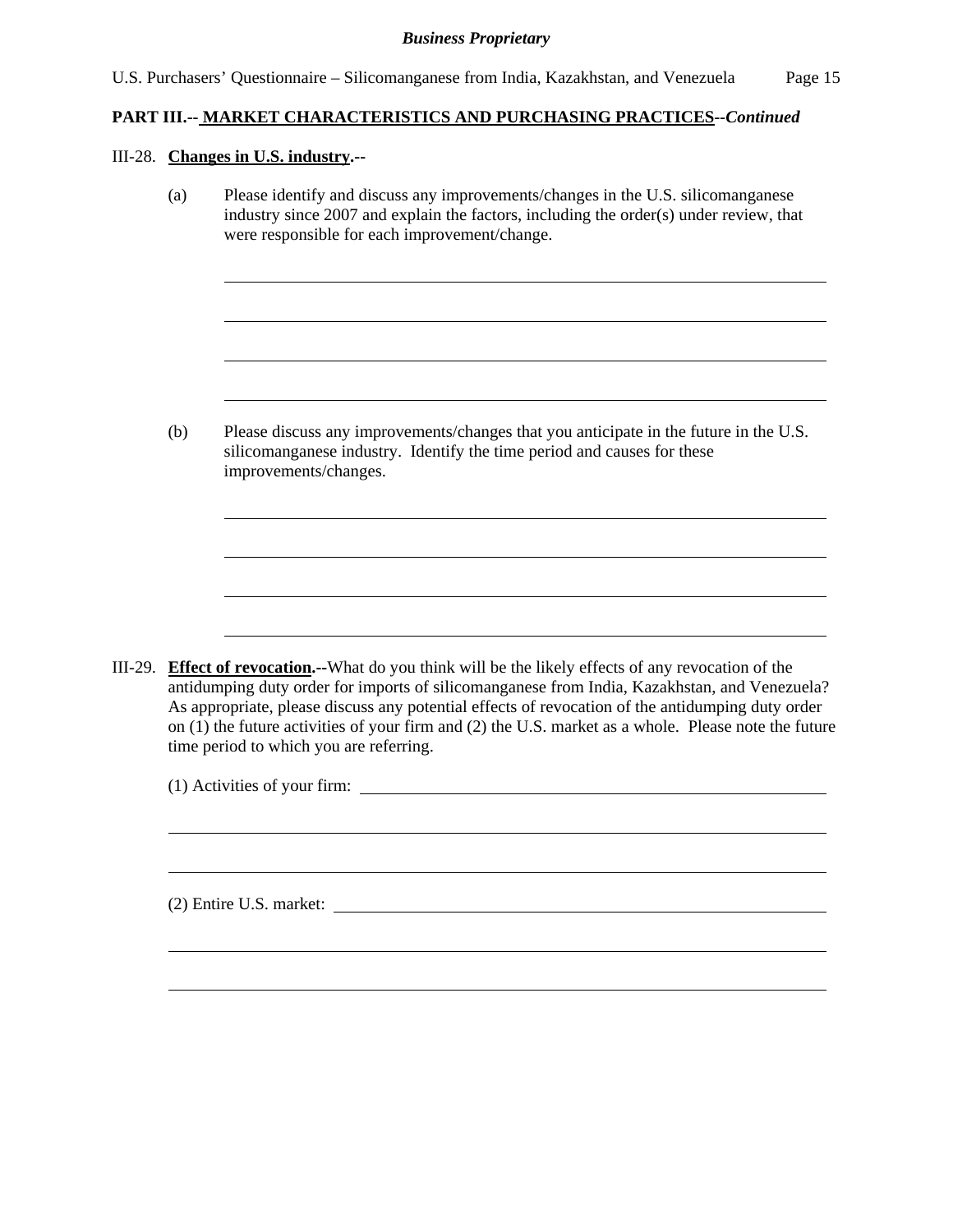**PART III.-- MARKET CHARACTERISTICS AND PURCHASING PRACTICES--*Continued***

III-28. **Changes in U.S. industry.--**

(a) Please identify and discuss any improvements/changes in the U.S. silicomanganese industry since 2007 and explain the factors, including the order(s) under review, that were responsible for each improvement/change.

(b) Please discuss any improvements/changes that you anticipate in the future in the U.S. silicomanganese industry. Identify the time period and causes for these improvements/changes.

III-29. **Effect of revocation.--**What do you think will be the likely effects of any revocation of the antidumping duty order for imports of silicomanganese from India, Kazakhstan, and Venezuela? As appropriate, please discuss any potential effects of revocation of the antidumping duty order on (1) the future activities of your firm and (2) the U.S. market as a whole. Please note the future time period to which you are referring.

(1) Activities of your firm:

(2) Entire U.S. market: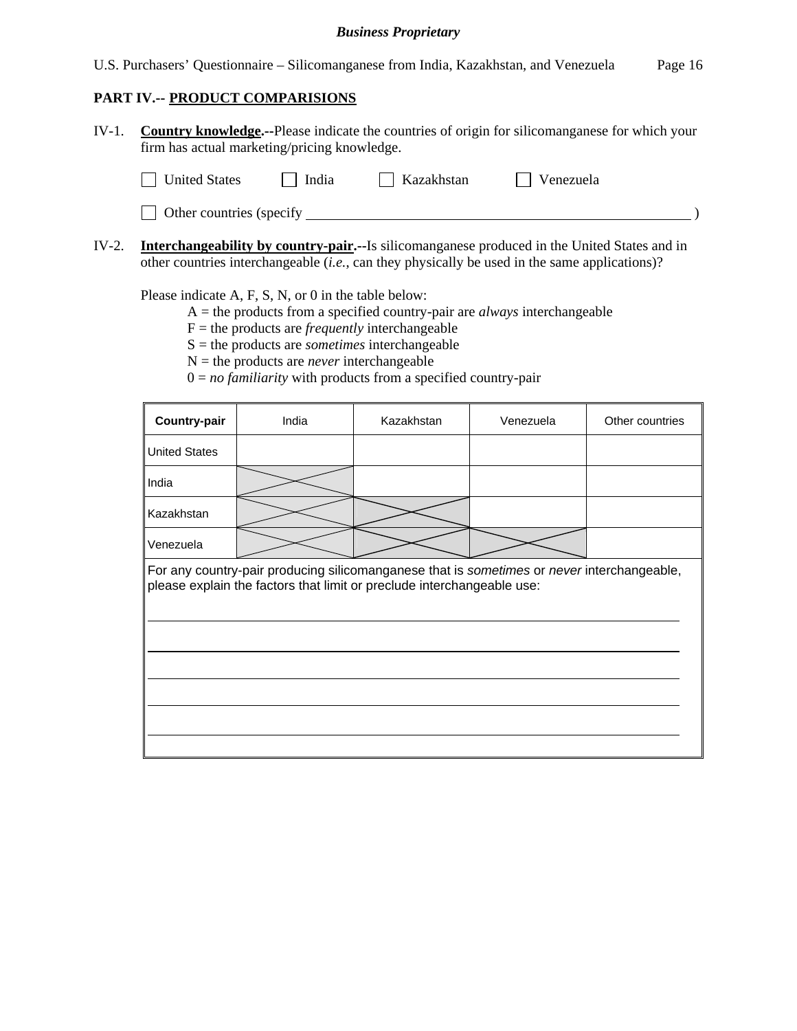**Business Proprietary**

## PART IV.-- PRODUCT COMPARISIONS

IV-1. **Country knowledge.**--Please indicate the countries of origin for silicomanganese for which your firm has actual marketing/pricing knowledge.

☐ United States ☐ India ☐ Kazakhstan ☐ Venezuela

☐ Other countries (specify _______________________________________________ )

IV-2. **Interchangeability by country-pair.**--Is silicomanganese produced in the United States and in other countries interchangeable (*i.e.*, can they physically be used in the same applications)?

Please indicate A, F, S, N, or 0 in the table below:

A = the products from a specified country-pair are *always* interchangeable
F = the products are *frequently* interchangeable
S = the products are *sometimes* interchangeable
N = the products are *never* interchangeable
0 = *no familiarity* with products from a specified country-pair

| Country-pair | India | Kazakhstan | Venezuela | Other countries |
|---|---|---|---|---|
| United States | | | | |
| India | X | | | |
| Kazakhstan | X | X | | |
| Venezuela | X | X | X | |

For any country-pair producing silicomanganese that is *sometimes* or *never* interchangeable, please explain the factors that limit or preclude interchangeable use:

______________________________________________________________________

______________________________________________________________________

______________________________________________________________________

______________________________________________________________________

______________________________________________________________________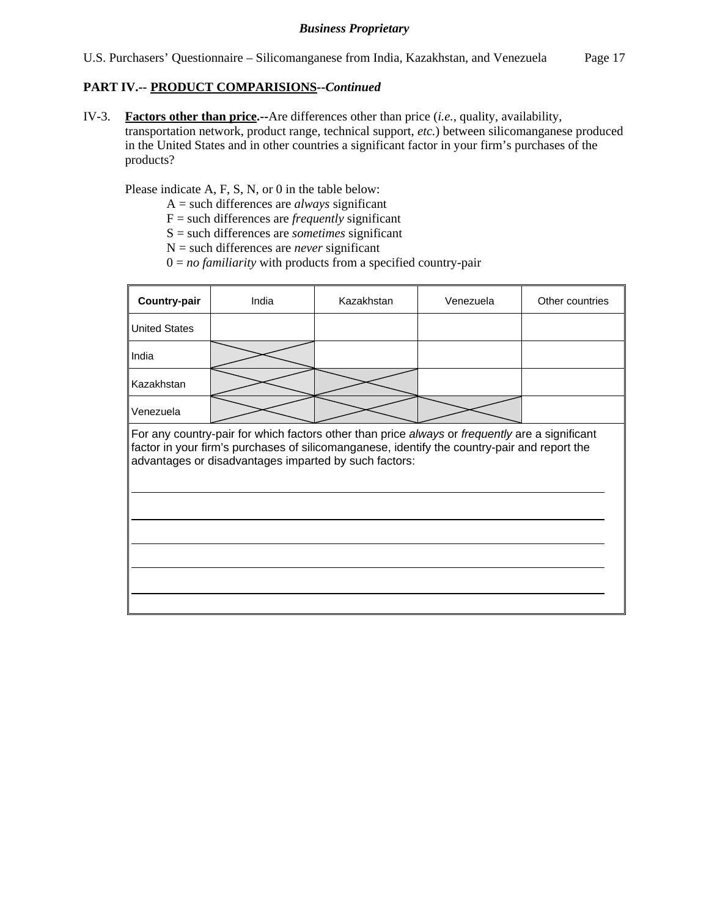**PART IV.-- PRODUCT COMPARISIONS--*Continued***

IV-3. **Factors other than price.--**Are differences other than price (*i.e.*, quality, availability, transportation network, product range, technical support, *etc.*) between silicomanganese produced in the United States and in other countries a significant factor in your firm's purchases of the products?

Please indicate A, F, S, N, or 0 in the table below:

A = such differences are *always* significant
F = such differences are *frequently* significant
S = such differences are *sometimes* significant
N = such differences are *never* significant
0 = *no familiarity* with products from a specified country-pair

| **Country-pair** | India | Kazakhstan | Venezuela | Other countries |
|---|---|---|---|---|
| United States | | | | |
| India | X | | | |
| Kazakhstan | X | X | | |
| Venezuela | X | X | X | |

For any country-pair for which factors other than price *always* or *frequently* are a significant factor in your firm's purchases of silicomanganese, identify the country-pair and report the advantages or disadvantages imparted by such factors:

______________________________________________________________________

______________________________________________________________________

______________________________________________________________________

______________________________________________________________________

______________________________________________________________________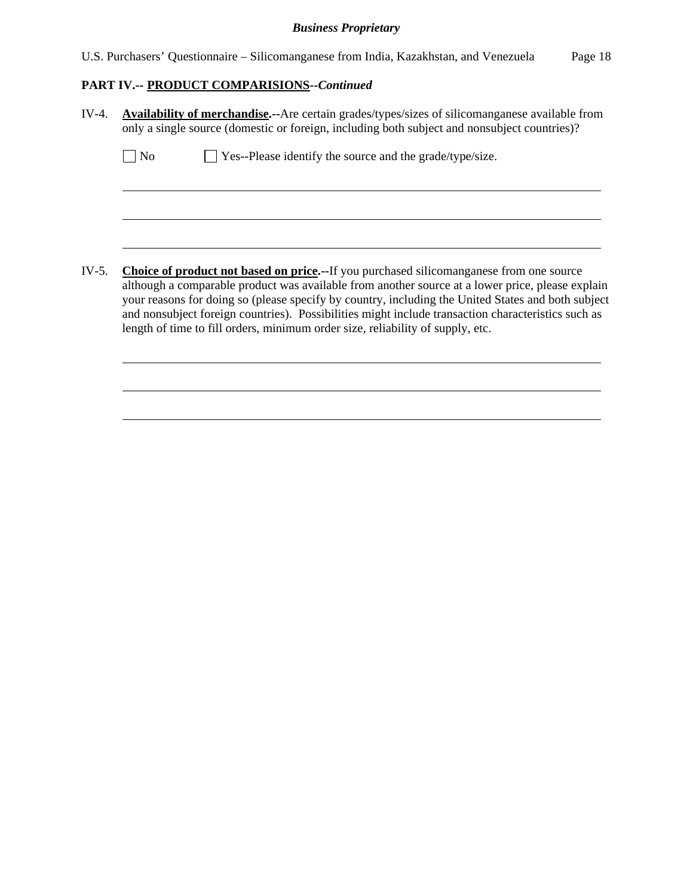**PART IV.-- PRODUCT COMPARISIONS--*Continued***

IV-4. **Availability of merchandise.--**Are certain grades/types/sizes of silicomanganese available from only a single source (domestic or foreign, including both subject and nonsubject countries)?

☐ No ☐ Yes--Please identify the source and the grade/type/size.

\_\_\_\_\_\_\_\_\_\_\_\_\_\_\_\_\_\_\_\_\_\_\_\_\_\_\_\_\_\_\_\_\_\_\_\_\_\_\_\_\_\_\_\_\_\_\_\_\_\_\_\_\_\_\_\_\_\_\_\_\_\_\_\_\_\_\_\_\_\_\_\_

\_\_\_\_\_\_\_\_\_\_\_\_\_\_\_\_\_\_\_\_\_\_\_\_\_\_\_\_\_\_\_\_\_\_\_\_\_\_\_\_\_\_\_\_\_\_\_\_\_\_\_\_\_\_\_\_\_\_\_\_\_\_\_\_\_\_\_\_\_\_\_\_

\_\_\_\_\_\_\_\_\_\_\_\_\_\_\_\_\_\_\_\_\_\_\_\_\_\_\_\_\_\_\_\_\_\_\_\_\_\_\_\_\_\_\_\_\_\_\_\_\_\_\_\_\_\_\_\_\_\_\_\_\_\_\_\_\_\_\_\_\_\_\_\_

IV-5. **Choice of product not based on price.--**If you purchased silicomanganese from one source although a comparable product was available from another source at a lower price, please explain your reasons for doing so (please specify by country, including the United States and both subject and nonsubject foreign countries). Possibilities might include transaction characteristics such as length of time to fill orders, minimum order size, reliability of supply, etc.

\_\_\_\_\_\_\_\_\_\_\_\_\_\_\_\_\_\_\_\_\_\_\_\_\_\_\_\_\_\_\_\_\_\_\_\_\_\_\_\_\_\_\_\_\_\_\_\_\_\_\_\_\_\_\_\_\_\_\_\_\_\_\_\_\_\_\_\_\_\_\_\_

\_\_\_\_\_\_\_\_\_\_\_\_\_\_\_\_\_\_\_\_\_\_\_\_\_\_\_\_\_\_\_\_\_\_\_\_\_\_\_\_\_\_\_\_\_\_\_\_\_\_\_\_\_\_\_\_\_\_\_\_\_\_\_\_\_\_\_\_\_\_\_\_

\_\_\_\_\_\_\_\_\_\_\_\_\_\_\_\_\_\_\_\_\_\_\_\_\_\_\_\_\_\_\_\_\_\_\_\_\_\_\_\_\_\_\_\_\_\_\_\_\_\_\_\_\_\_\_\_\_\_\_\_\_\_\_\_\_\_\_\_\_\_\_\_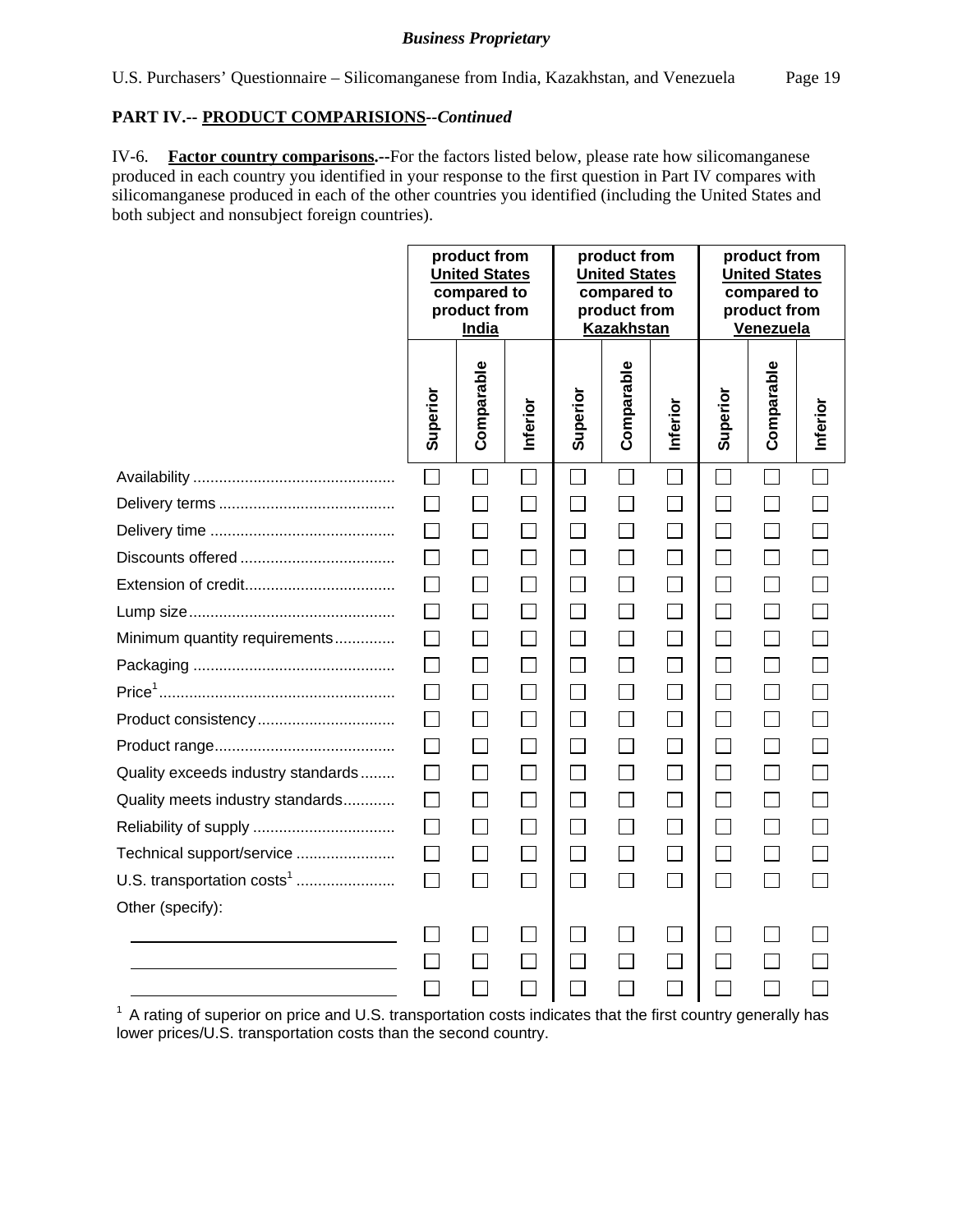*Business Proprietary*

**PART IV.-- PRODUCT COMPARISIONS--*Continued***

IV-6. **Factor country comparisons.--**For the factors listed below, please rate how silicomanganese produced in each country you identified in your response to the first question in Part IV compares with silicomanganese produced in each of the other countries you identified (including the United States and both subject and nonsubject foreign countries).

| | product from United States compared to product from India | | | product from United States compared to product from Kazakhstan | | | product from United States compared to product from Venezuela | | |
|---|---|---|---|---|---|---|---|---|---|
| | Superior | Comparable | Inferior | Superior | Comparable | Inferior | Superior | Comparable | Inferior |
| Availability | ☐ | ☐ | ☐ | ☐ | ☐ | ☐ | ☐ | ☐ | ☐ |
| Delivery terms | ☐ | ☐ | ☐ | ☐ | ☐ | ☐ | ☐ | ☐ | ☐ |
| Delivery time | ☐ | ☐ | ☐ | ☐ | ☐ | ☐ | ☐ | ☐ | ☐ |
| Discounts offered | ☐ | ☐ | ☐ | ☐ | ☐ | ☐ | ☐ | ☐ | ☐ |
| Extension of credit | ☐ | ☐ | ☐ | ☐ | ☐ | ☐ | ☐ | ☐ | ☐ |
| Lump size | ☐ | ☐ | ☐ | ☐ | ☐ | ☐ | ☐ | ☐ | ☐ |
| Minimum quantity requirements | ☐ | ☐ | ☐ | ☐ | ☐ | ☐ | ☐ | ☐ | ☐ |
| Packaging | ☐ | ☐ | ☐ | ☐ | ☐ | ☐ | ☐ | ☐ | ☐ |
| Price[1] | ☐ | ☐ | ☐ | ☐ | ☐ | ☐ | ☐ | ☐ | ☐ |
| Product consistency | ☐ | ☐ | ☐ | ☐ | ☐ | ☐ | ☐ | ☐ | ☐ |
| Product range | ☐ | ☐ | ☐ | ☐ | ☐ | ☐ | ☐ | ☐ | ☐ |
| Quality exceeds industry standards | ☐ | ☐ | ☐ | ☐ | ☐ | ☐ | ☐ | ☐ | ☐ |
| Quality meets industry standards | ☐ | ☐ | ☐ | ☐ | ☐ | ☐ | ☐ | ☐ | ☐ |
| Reliability of supply | ☐ | ☐ | ☐ | ☐ | ☐ | ☐ | ☐ | ☐ | ☐ |
| Technical support/service | ☐ | ☐ | ☐ | ☐ | ☐ | ☐ | ☐ | ☐ | ☐ |
| U.S. transportation costs[1] | ☐ | ☐ | ☐ | ☐ | ☐ | ☐ | ☐ | ☐ | ☐ |
| Other (specify): | | | | | | | | | |
| ______________________ | ☐ | ☐ | ☐ | ☐ | ☐ | ☐ | ☐ | ☐ | ☐ |
| ______________________ | ☐ | ☐ | ☐ | ☐ | ☐ | ☐ | ☐ | ☐ | ☐ |
| ______________________ | ☐ | ☐ | ☐ | ☐ | ☐ | ☐ | ☐ | ☐ | ☐ |

[1] A rating of superior on price and U.S. transportation costs indicates that the first country generally has lower prices/U.S. transportation costs than the second country.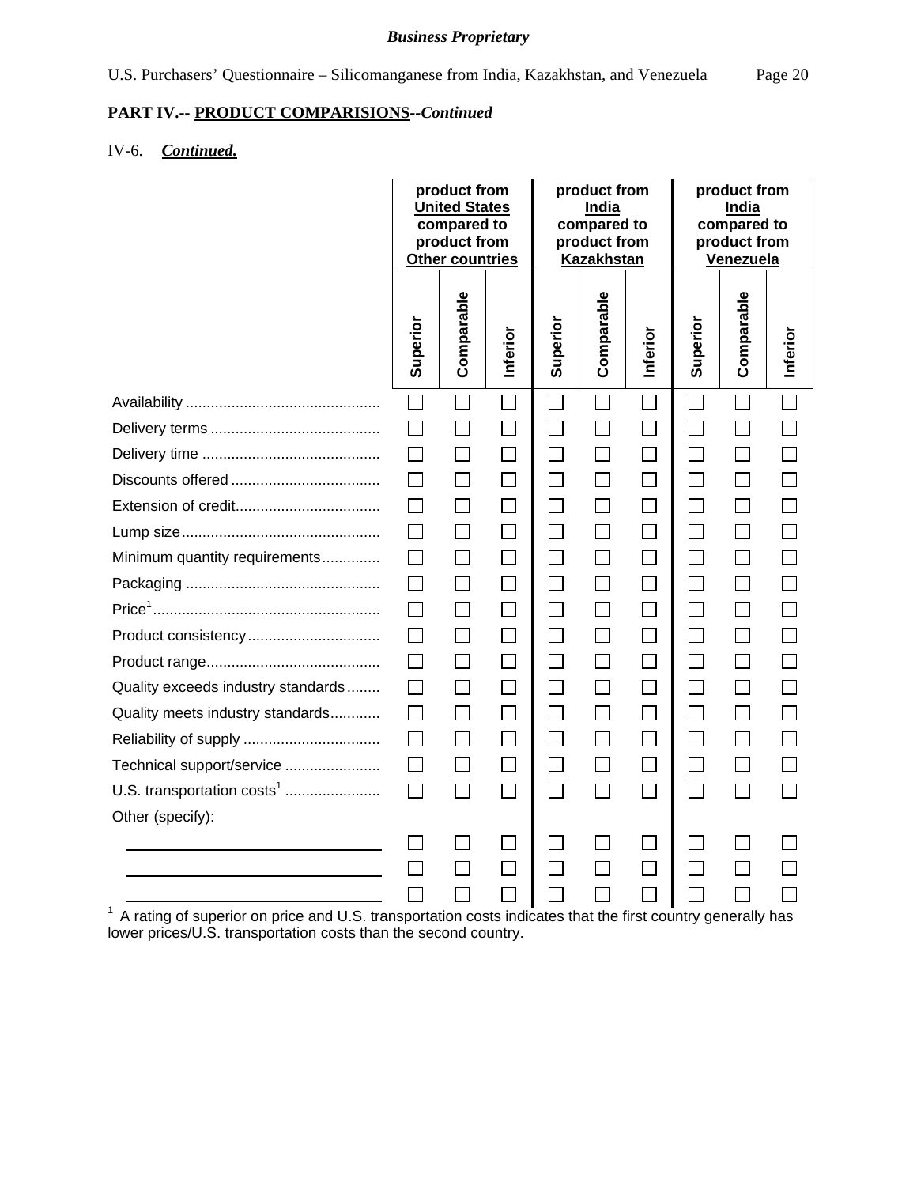**PART IV.-- PRODUCT COMPARISIONS--*Continued***

IV-6. ***Continued.***

| | product from **United States** compared to product from **Other countries** | | | product from **India** compared to product from **Kazakhstan** | | | product from **India** compared to product from **Venezuela** | | |
|---|---|---|---|---|---|---|---|---|---|
| | Superior | Comparable | Inferior | Superior | Comparable | Inferior | Superior | Comparable | Inferior |
| Availability | ☐ | ☐ | ☐ | ☐ | ☐ | ☐ | ☐ | ☐ | ☐ |
| Delivery terms | ☐ | ☐ | ☐ | ☐ | ☐ | ☐ | ☐ | ☐ | ☐ |
| Delivery time | ☐ | ☐ | ☐ | ☐ | ☐ | ☐ | ☐ | ☐ | ☐ |
| Discounts offered | ☐ | ☐ | ☐ | ☐ | ☐ | ☐ | ☐ | ☐ | ☐ |
| Extension of credit | ☐ | ☐ | ☐ | ☐ | ☐ | ☐ | ☐ | ☐ | ☐ |
| Lump size | ☐ | ☐ | ☐ | ☐ | ☐ | ☐ | ☐ | ☐ | ☐ |
| Minimum quantity requirements | ☐ | ☐ | ☐ | ☐ | ☐ | ☐ | ☐ | ☐ | ☐ |
| Packaging | ☐ | ☐ | ☐ | ☐ | ☐ | ☐ | ☐ | ☐ | ☐ |
| Price[1] | ☐ | ☐ | ☐ | ☐ | ☐ | ☐ | ☐ | ☐ | ☐ |
| Product consistency | ☐ | ☐ | ☐ | ☐ | ☐ | ☐ | ☐ | ☐ | ☐ |
| Product range | ☐ | ☐ | ☐ | ☐ | ☐ | ☐ | ☐ | ☐ | ☐ |
| Quality exceeds industry standards | ☐ | ☐ | ☐ | ☐ | ☐ | ☐ | ☐ | ☐ | ☐ |
| Quality meets industry standards | ☐ | ☐ | ☐ | ☐ | ☐ | ☐ | ☐ | ☐ | ☐ |
| Reliability of supply | ☐ | ☐ | ☐ | ☐ | ☐ | ☐ | ☐ | ☐ | ☐ |
| Technical support/service | ☐ | ☐ | ☐ | ☐ | ☐ | ☐ | ☐ | ☐ | ☐ |
| U.S. transportation costs[1] | ☐ | ☐ | ☐ | ☐ | ☐ | ☐ | ☐ | ☐ | ☐ |
| Other (specify): | | | | | | | | | |
| ______________________ | ☐ | ☐ | ☐ | ☐ | ☐ | ☐ | ☐ | ☐ | ☐ |
| ______________________ | ☐ | ☐ | ☐ | ☐ | ☐ | ☐ | ☐ | ☐ | ☐ |
| ______________________ | ☐ | ☐ | ☐ | ☐ | ☐ | ☐ | ☐ | ☐ | ☐ |

[1] A rating of superior on price and U.S. transportation costs indicates that the first country generally has lower prices/U.S. transportation costs than the second country.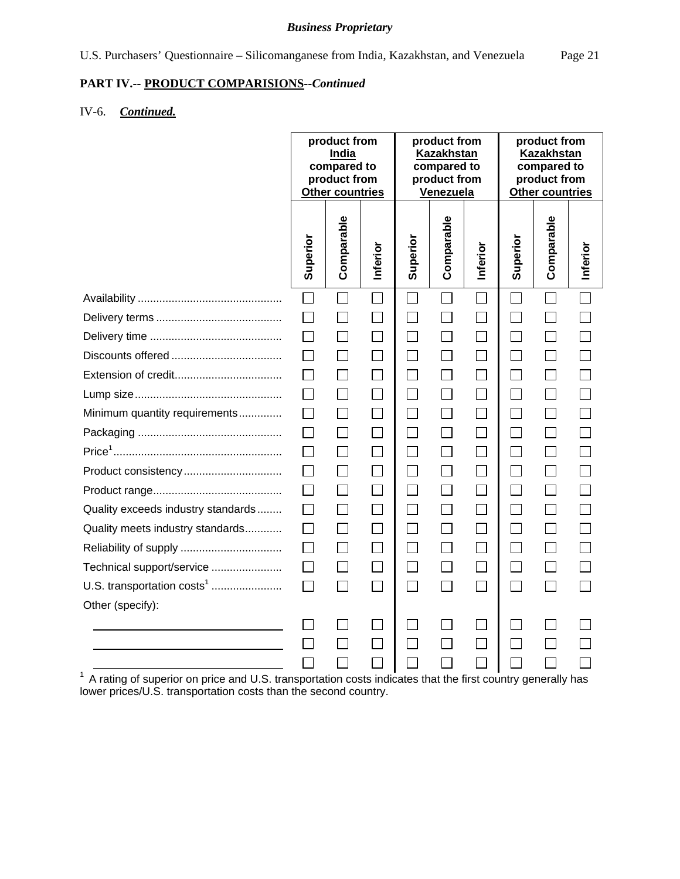**Business Proprietary**

U.S. Purchasers' Questionnaire – Silicomanganese from India, Kazakhstan, and Venezuela

**PART IV.-- PRODUCT COMPARISIONS--*Continued***

IV-6. ***Continued.***

| | product from India compared to product from Other countries | | | product from Kazakhstan compared to product from Venezuela | | | product from Kazakhstan compared to product from Other countries | | |
|---|---|---|---|---|---|---|---|---|---|
| | Superior | Comparable | Inferior | Superior | Comparable | Inferior | Superior | Comparable | Inferior |
| Availability | ☐ | ☐ | ☐ | ☐ | ☐ | ☐ | ☐ | ☐ | ☐ |
| Delivery terms | ☐ | ☐ | ☐ | ☐ | ☐ | ☐ | ☐ | ☐ | ☐ |
| Delivery time | ☐ | ☐ | ☐ | ☐ | ☐ | ☐ | ☐ | ☐ | ☐ |
| Discounts offered | ☐ | ☐ | ☐ | ☐ | ☐ | ☐ | ☐ | ☐ | ☐ |
| Extension of credit | ☐ | ☐ | ☐ | ☐ | ☐ | ☐ | ☐ | ☐ | ☐ |
| Lump size | ☐ | ☐ | ☐ | ☐ | ☐ | ☐ | ☐ | ☐ | ☐ |
| Minimum quantity requirements | ☐ | ☐ | ☐ | ☐ | ☐ | ☐ | ☐ | ☐ | ☐ |
| Packaging | ☐ | ☐ | ☐ | ☐ | ☐ | ☐ | ☐ | ☐ | ☐ |
| Price[1] | ☐ | ☐ | ☐ | ☐ | ☐ | ☐ | ☐ | ☐ | ☐ |
| Product consistency | ☐ | ☐ | ☐ | ☐ | ☐ | ☐ | ☐ | ☐ | ☐ |
| Product range | ☐ | ☐ | ☐ | ☐ | ☐ | ☐ | ☐ | ☐ | ☐ |
| Quality exceeds industry standards | ☐ | ☐ | ☐ | ☐ | ☐ | ☐ | ☐ | ☐ | ☐ |
| Quality meets industry standards | ☐ | ☐ | ☐ | ☐ | ☐ | ☐ | ☐ | ☐ | ☐ |
| Reliability of supply | ☐ | ☐ | ☐ | ☐ | ☐ | ☐ | ☐ | ☐ | ☐ |
| Technical support/service | ☐ | ☐ | ☐ | ☐ | ☐ | ☐ | ☐ | ☐ | ☐ |
| U.S. transportation costs[1] | ☐ | ☐ | ☐ | ☐ | ☐ | ☐ | ☐ | ☐ | ☐ |
| Other (specify): | | | | | | | | | |
| ______________ | ☐ | ☐ | ☐ | ☐ | ☐ | ☐ | ☐ | ☐ | ☐ |
| ______________ | ☐ | ☐ | ☐ | ☐ | ☐ | ☐ | ☐ | ☐ | ☐ |
| ______________ | ☐ | ☐ | ☐ | ☐ | ☐ | ☐ | ☐ | ☐ | ☐ |

[1] A rating of superior on price and U.S. transportation costs indicates that the first country generally has lower prices/U.S. transportation costs than the second country.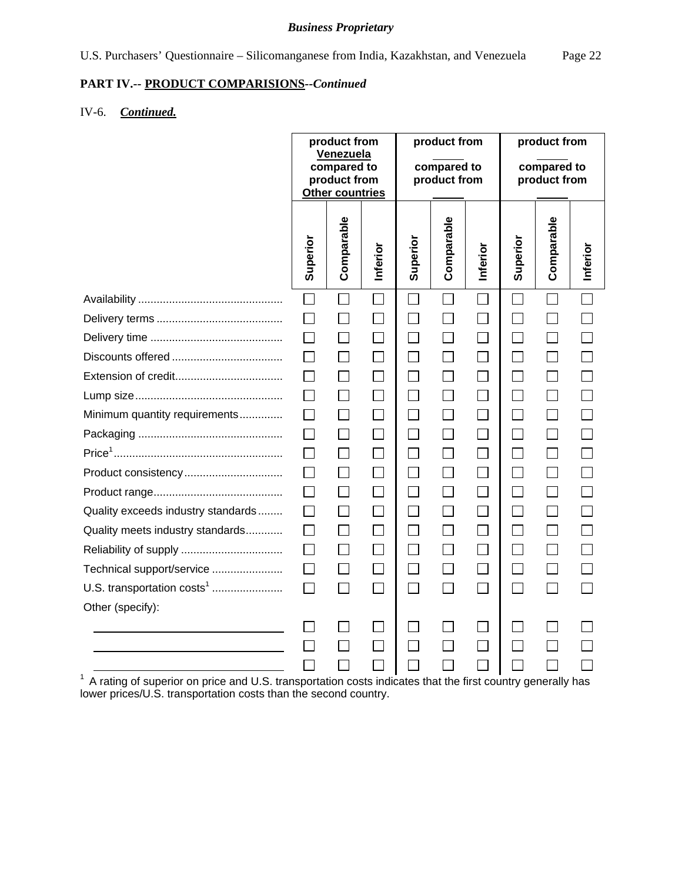**Business Proprietary**

U.S. Purchasers' Questionnaire – Silicomanganese from India, Kazakhstan, and Venezuela

**PART IV.-- PRODUCT COMPARISIONS--*Continued***

IV-6. ***Continued.***

| | product from **Venezuela** compared to product from **Other countries** | | | product from ______ compared to product from ______ | | | product from ______ compared to product from ______ | | |
|---|---|---|---|---|---|---|---|---|---|
| | Superior | Comparable | Inferior | Superior | Comparable | Inferior | Superior | Comparable | Inferior |
| Availability | ☐ | ☐ | ☐ | ☐ | ☐ | ☐ | ☐ | ☐ | ☐ |
| Delivery terms | ☐ | ☐ | ☐ | ☐ | ☐ | ☐ | ☐ | ☐ | ☐ |
| Delivery time | ☐ | ☐ | ☐ | ☐ | ☐ | ☐ | ☐ | ☐ | ☐ |
| Discounts offered | ☐ | ☐ | ☐ | ☐ | ☐ | ☐ | ☐ | ☐ | ☐ |
| Extension of credit | ☐ | ☐ | ☐ | ☐ | ☐ | ☐ | ☐ | ☐ | ☐ |
| Lump size | ☐ | ☐ | ☐ | ☐ | ☐ | ☐ | ☐ | ☐ | ☐ |
| Minimum quantity requirements | ☐ | ☐ | ☐ | ☐ | ☐ | ☐ | ☐ | ☐ | ☐ |
| Packaging | ☐ | ☐ | ☐ | ☐ | ☐ | ☐ | ☐ | ☐ | ☐ |
| Price[1] | ☐ | ☐ | ☐ | ☐ | ☐ | ☐ | ☐ | ☐ | ☐ |
| Product consistency | ☐ | ☐ | ☐ | ☐ | ☐ | ☐ | ☐ | ☐ | ☐ |
| Product range | ☐ | ☐ | ☐ | ☐ | ☐ | ☐ | ☐ | ☐ | ☐ |
| Quality exceeds industry standards | ☐ | ☐ | ☐ | ☐ | ☐ | ☐ | ☐ | ☐ | ☐ |
| Quality meets industry standards | ☐ | ☐ | ☐ | ☐ | ☐ | ☐ | ☐ | ☐ | ☐ |
| Reliability of supply | ☐ | ☐ | ☐ | ☐ | ☐ | ☐ | ☐ | ☐ | ☐ |
| Technical support/service | ☐ | ☐ | ☐ | ☐ | ☐ | ☐ | ☐ | ☐ | ☐ |
| U.S. transportation costs[1] | ☐ | ☐ | ☐ | ☐ | ☐ | ☐ | ☐ | ☐ | ☐ |
| Other (specify): | | | | | | | | | |
| ______________________ | ☐ | ☐ | ☐ | ☐ | ☐ | ☐ | ☐ | ☐ | ☐ |
| ______________________ | ☐ | ☐ | ☐ | ☐ | ☐ | ☐ | ☐ | ☐ | ☐ |
| ______________________ | ☐ | ☐ | ☐ | ☐ | ☐ | ☐ | ☐ | ☐ | ☐ |

[1] A rating of superior on price and U.S. transportation costs indicates that the first country generally has lower prices/U.S. transportation costs than the second country.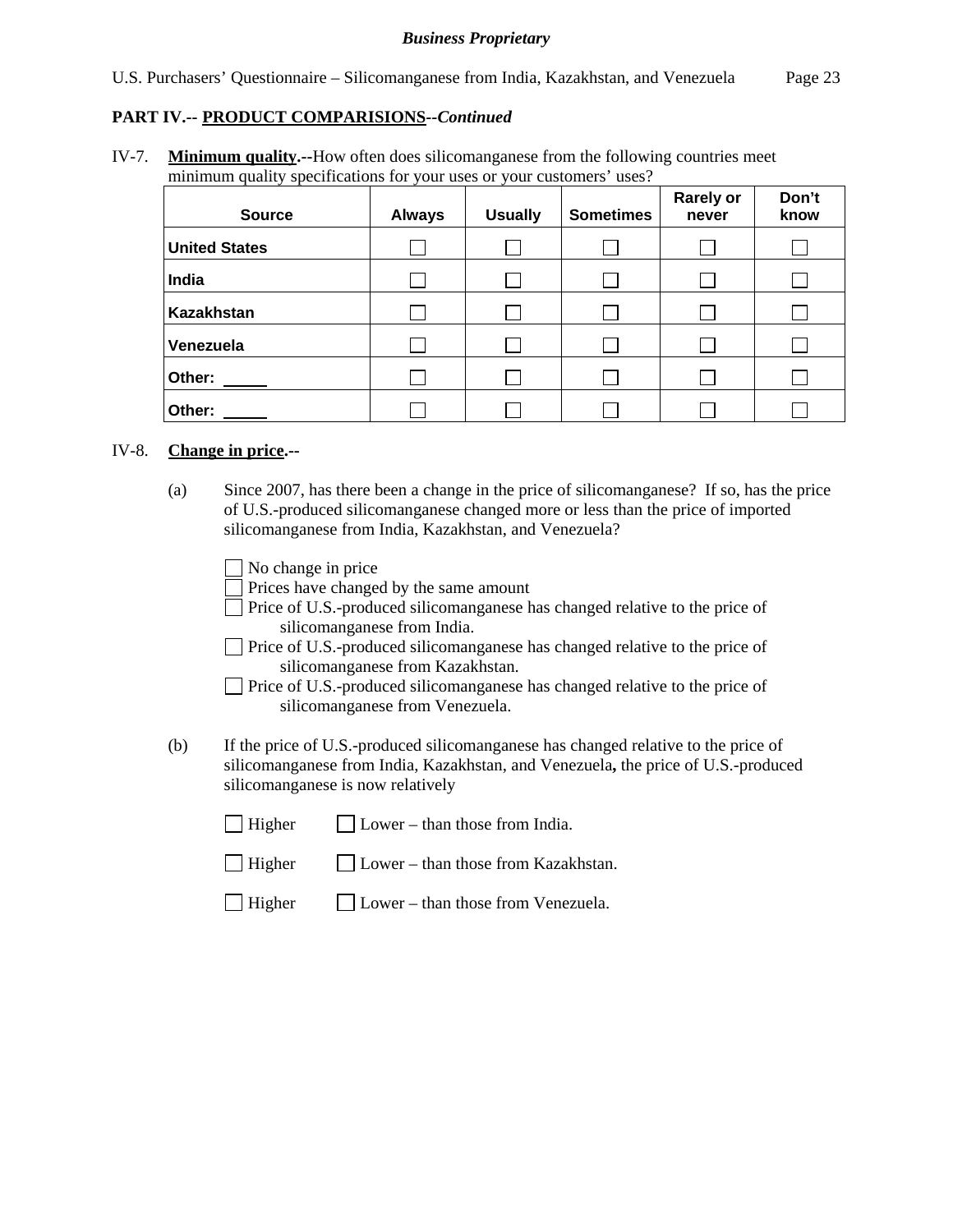**PART IV.-- PRODUCT COMPARISIONS--*Continued***

IV-7. **Minimum quality.--**How often does silicomanganese from the following countries meet minimum quality specifications for your uses or your customers' uses?

| Source | Always | Usually | Sometimes | Rarely or never | Don't know |
|---|---|---|---|---|---|
| **United States** | ☐ | ☐ | ☐ | ☐ | ☐ |
| **India** | ☐ | ☐ | ☐ | ☐ | ☐ |
| **Kazakhstan** | ☐ | ☐ | ☐ | ☐ | ☐ |
| **Venezuela** | ☐ | ☐ | ☐ | ☐ | ☐ |
| **Other:** _____ | ☐ | ☐ | ☐ | ☐ | ☐ |
| **Other:** _____ | ☐ | ☐ | ☐ | ☐ | ☐ |

IV-8. **Change in price.--**

(a) Since 2007, has there been a change in the price of silicomanganese? If so, has the price of U.S.-produced silicomanganese changed more or less than the price of imported silicomanganese from India, Kazakhstan, and Venezuela?

☐ No change in price
☐ Prices have changed by the same amount
☐ Price of U.S.-produced silicomanganese has changed relative to the price of silicomanganese from India.
☐ Price of U.S.-produced silicomanganese has changed relative to the price of silicomanganese from Kazakhstan.
☐ Price of U.S.-produced silicomanganese has changed relative to the price of silicomanganese from Venezuela.

(b) If the price of U.S.-produced silicomanganese has changed relative to the price of silicomanganese from India, Kazakhstan, and Venezuela**,** the price of U.S.-produced silicomanganese is now relatively

☐ Higher ☐ Lower – than those from India.

☐ Higher ☐ Lower – than those from Kazakhstan.

☐ Higher ☐ Lower – than those from Venezuela.